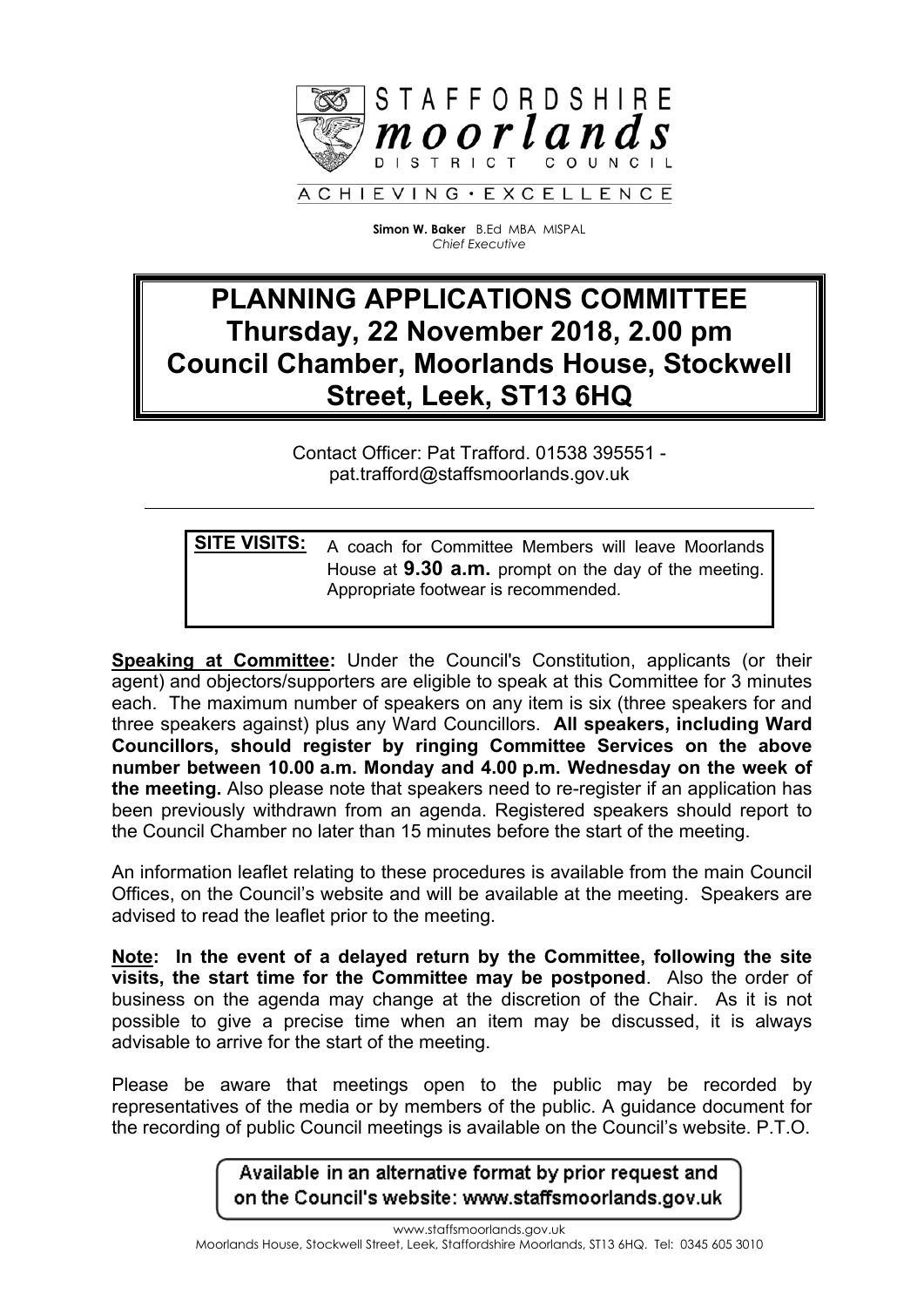STAFFORDSHIRE
**moorlands**
DISTRICT COUNCIL

ACHIEVING • EXCELLENCE

**Simon W. Baker** B.Ed MBA MISPAL
*Chief Executive*

# PLANNING APPLICATIONS COMMITTEE
# Thursday, 22 November 2018, 2.00 pm
# Council Chamber, Moorlands House, Stockwell Street, Leek, ST13 6HQ

Contact Officer: Pat Trafford. 01538 395551 - pat.trafford@staffsmoorlands.gov.uk

---

**SITE VISITS:** A coach for Committee Members will leave Moorlands House at **9.30 a.m.** prompt on the day of the meeting. Appropriate footwear is recommended.

**Speaking at Committee:** Under the Council's Constitution, applicants (or their agent) and objectors/supporters are eligible to speak at this Committee for 3 minutes each. The maximum number of speakers on any item is six (three speakers for and three speakers against) plus any Ward Councillors. **All speakers, including Ward Councillors, should register by ringing Committee Services on the above number between 10.00 a.m. Monday and 4.00 p.m. Wednesday on the week of the meeting.** Also please note that speakers need to re-register if an application has been previously withdrawn from an agenda. Registered speakers should report to the Council Chamber no later than 15 minutes before the start of the meeting.

An information leaflet relating to these procedures is available from the main Council Offices, on the Council's website and will be available at the meeting. Speakers are advised to read the leaflet prior to the meeting.

**Note: In the event of a delayed return by the Committee, following the site visits, the start time for the Committee may be postponed**. Also the order of business on the agenda may change at the discretion of the Chair. As it is not possible to give a precise time when an item may be discussed, it is always advisable to arrive for the start of the meeting.

Please be aware that meetings open to the public may be recorded by representatives of the media or by members of the public. A guidance document for the recording of public Council meetings is available on the Council's website. P.T.O.

Available in an alternative format by prior request and on the Council's website: www.staffsmoorlands.gov.uk

www.staffsmoorlands.gov.uk
Moorlands House, Stockwell Street, Leek, Staffordshire Moorlands, ST13 6HQ. Tel: 0345 605 3010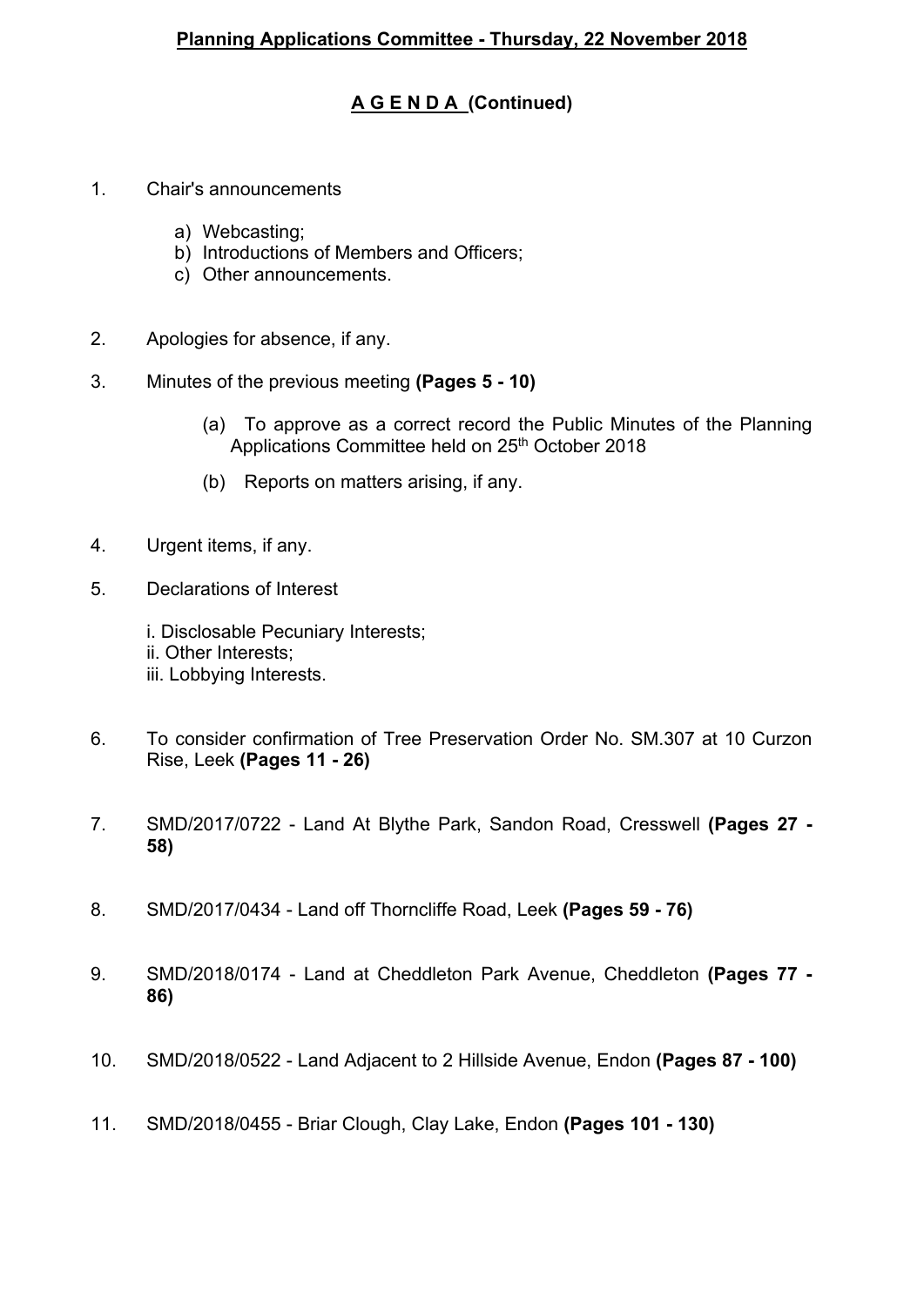**Planning Applications Committee - Thursday, 22 November 2018**

**A G E N D A (Continued)**

1. Chair's announcements

    a) Webcasting;
    b) Introductions of Members and Officers;
    c) Other announcements.

2. Apologies for absence, if any.

3. Minutes of the previous meeting **(Pages 5 - 10)**

    (a) To approve as a correct record the Public Minutes of the Planning Applications Committee held on 25th October 2018

    (b) Reports on matters arising, if any.

4. Urgent items, if any.

5. Declarations of Interest

    i. Disclosable Pecuniary Interests;
    ii. Other Interests;
    iii. Lobbying Interests.

6. To consider confirmation of Tree Preservation Order No. SM.307 at 10 Curzon Rise, Leek **(Pages 11 - 26)**

7. SMD/2017/0722 - Land At Blythe Park, Sandon Road, Cresswell **(Pages 27 - 58)**

8. SMD/2017/0434 - Land off Thorncliffe Road, Leek **(Pages 59 - 76)**

9. SMD/2018/0174 - Land at Cheddleton Park Avenue, Cheddleton **(Pages 77 - 86)**

10. SMD/2018/0522 - Land Adjacent to 2 Hillside Avenue, Endon **(Pages 87 - 100)**

11. SMD/2018/0455 - Briar Clough, Clay Lake, Endon **(Pages 101 - 130)**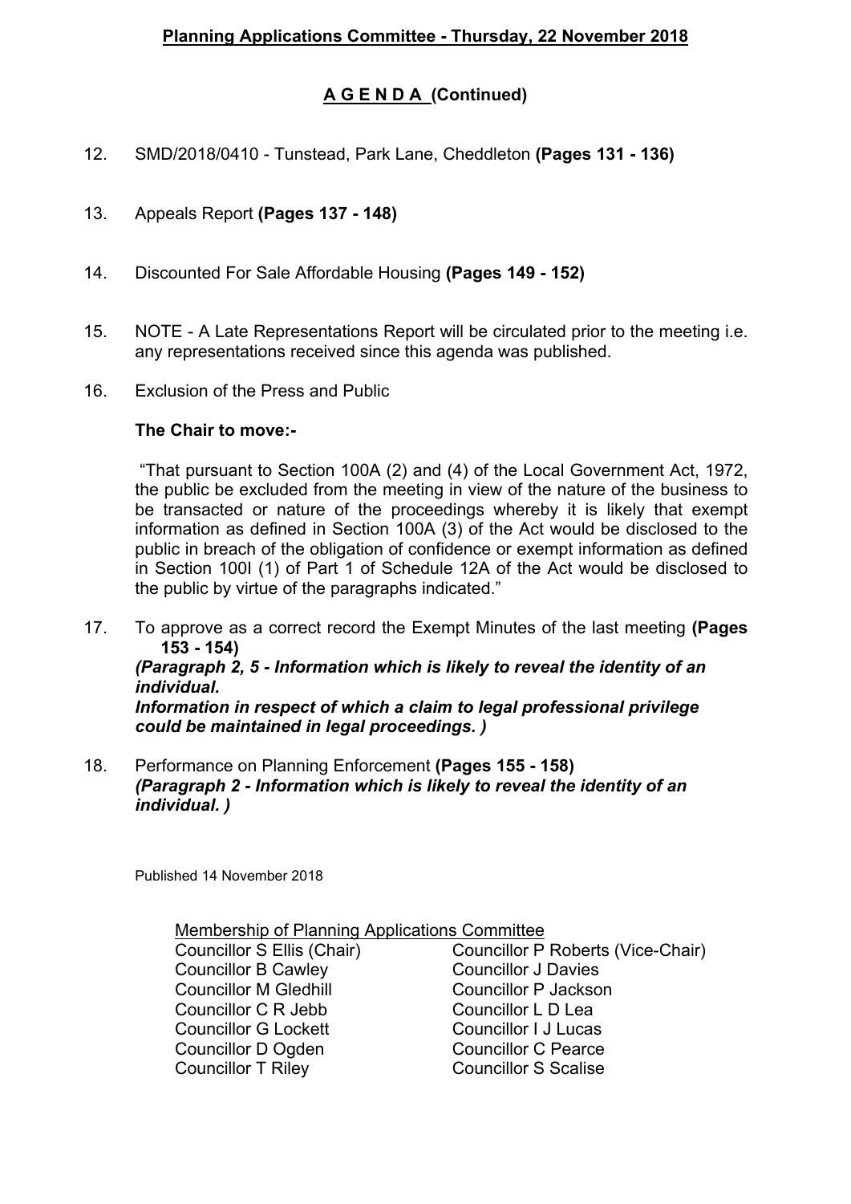**Planning Applications Committee - Thursday, 22 November 2018**

## A G E N D A (Continued)

12. SMD/2018/0410 - Tunstead, Park Lane, Cheddleton **(Pages 131 - 136)**

13. Appeals Report **(Pages 137 - 148)**

14. Discounted For Sale Affordable Housing **(Pages 149 - 152)**

15. NOTE - A Late Representations Report will be circulated prior to the meeting i.e. any representations received since this agenda was published.

16. Exclusion of the Press and Public

    **The Chair to move:-**

    "That pursuant to Section 100A (2) and (4) of the Local Government Act, 1972, the public be excluded from the meeting in view of the nature of the business to be transacted or nature of the proceedings whereby it is likely that exempt information as defined in Section 100A (3) of the Act would be disclosed to the public in breach of the obligation of confidence or exempt information as defined in Section 100I (1) of Part 1 of Schedule 12A of the Act would be disclosed to the public by virtue of the paragraphs indicated."

17. To approve as a correct record the Exempt Minutes of the last meeting **(Pages 153 - 154)**
    ***(Paragraph 2, 5 - Information which is likely to reveal the identity of an individual.***
    ***Information in respect of which a claim to legal professional privilege could be maintained in legal proceedings. )***

18. Performance on Planning Enforcement **(Pages 155 - 158)**
    ***(Paragraph 2 - Information which is likely to reveal the identity of an individual. )***

Published 14 November 2018

Membership of Planning Applications Committee

| | |
|---|---|
| Councillor S Ellis (Chair) | Councillor P Roberts (Vice-Chair) |
| Councillor B Cawley | Councillor J Davies |
| Councillor M Gledhill | Councillor P Jackson |
| Councillor C R Jebb | Councillor L D Lea |
| Councillor G Lockett | Councillor I J Lucas |
| Councillor D Ogden | Councillor C Pearce |
| Councillor T Riley | Councillor S Scalise |